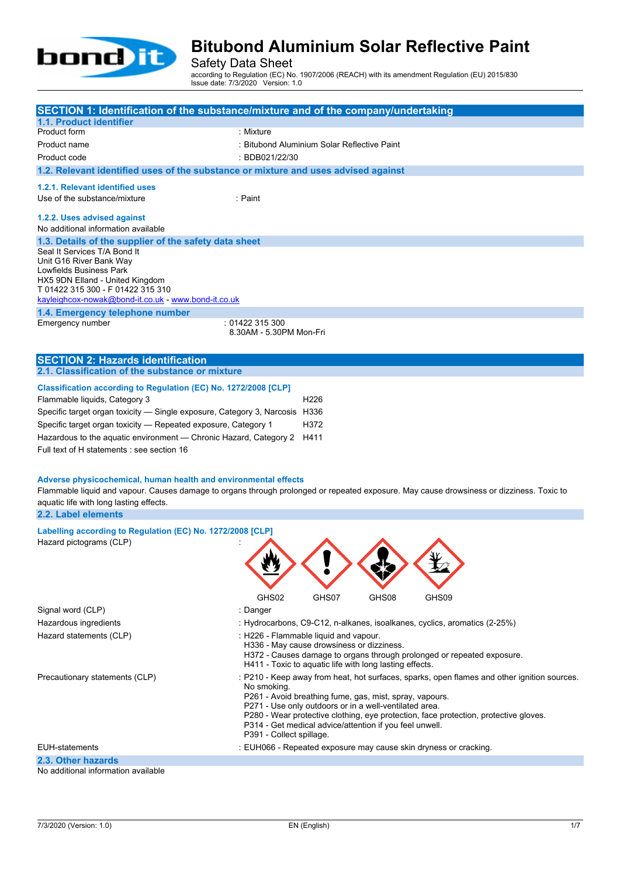# Bitubond Aluminium Solar Reflective Paint

Safety Data Sheet

according to Regulation (EC) No. 1907/2006 (REACH) with its amendment Regulation (EU) 2015/830
Issue date: 7/3/2020 Version: 1.0

## SECTION 1: Identification of the substance/mixture and of the company/undertaking

### 1.1. Product identifier

| | |
|---|---|
| Product form | : Mixture |
| Product name | : Bitubond Aluminium Solar Reflective Paint |
| Product code | : BDB021/22/30 |

### 1.2. Relevant identified uses of the substance or mixture and uses advised against

#### 1.2.1. Relevant identified uses

Use of the substance/mixture : Paint

#### 1.2.2. Uses advised against

No additional information available

### 1.3. Details of the supplier of the safety data sheet

Seal It Services T/A Bond It
Unit G16 River Bank Way
Lowfields Business Park
HX5 9DN Elland - United Kingdom
T 01422 315 300 - F 01422 315 310
kayleighcox-nowak@bond-it.co.uk - www.bond-it.co.uk

### 1.4. Emergency telephone number

Emergency number : 01422 315 300
8.30AM - 5.30PM Mon-Fri

## SECTION 2: Hazards identification

### 2.1. Classification of the substance or mixture

**Classification according to Regulation (EC) No. 1272/2008 [CLP]**

| | |
|---|---|
| Flammable liquids, Category 3 | H226 |
| Specific target organ toxicity — Single exposure, Category 3, Narcosis | H336 |
| Specific target organ toxicity — Repeated exposure, Category 1 | H372 |
| Hazardous to the aquatic environment — Chronic Hazard, Category 2 | H411 |

Full text of H statements : see section 16

**Adverse physicochemical, human health and environmental effects**

Flammable liquid and vapour. Causes damage to organs through prolonged or repeated exposure. May cause drowsiness or dizziness. Toxic to aquatic life with long lasting effects.

### 2.2. Label elements

**Labelling according to Regulation (EC) No. 1272/2008 [CLP]**

Hazard pictograms (CLP) :

GHS02 GHS07 GHS08 GHS09

Signal word (CLP) : Danger

Hazardous ingredients : Hydrocarbons, C9-C12, n-alkanes, isoalkanes, cyclics, aromatics (2-25%)

Hazard statements (CLP) :
H226 - Flammable liquid and vapour.
H336 - May cause drowsiness or dizziness.
H372 - Causes damage to organs through prolonged or repeated exposure.
H411 - Toxic to aquatic life with long lasting effects.

Precautionary statements (CLP) :
P210 - Keep away from heat, hot surfaces, sparks, open flames and other ignition sources. No smoking.
P261 - Avoid breathing fume, gas, mist, spray, vapours.
P271 - Use only outdoors or in a well-ventilated area.
P280 - Wear protective clothing, eye protection, face protection, protective gloves.
P314 - Get medical advice/attention if you feel unwell.
P391 - Collect spillage.

EUH-statements : EUH066 - Repeated exposure may cause skin dryness or cracking.

### 2.3. Other hazards

No additional information available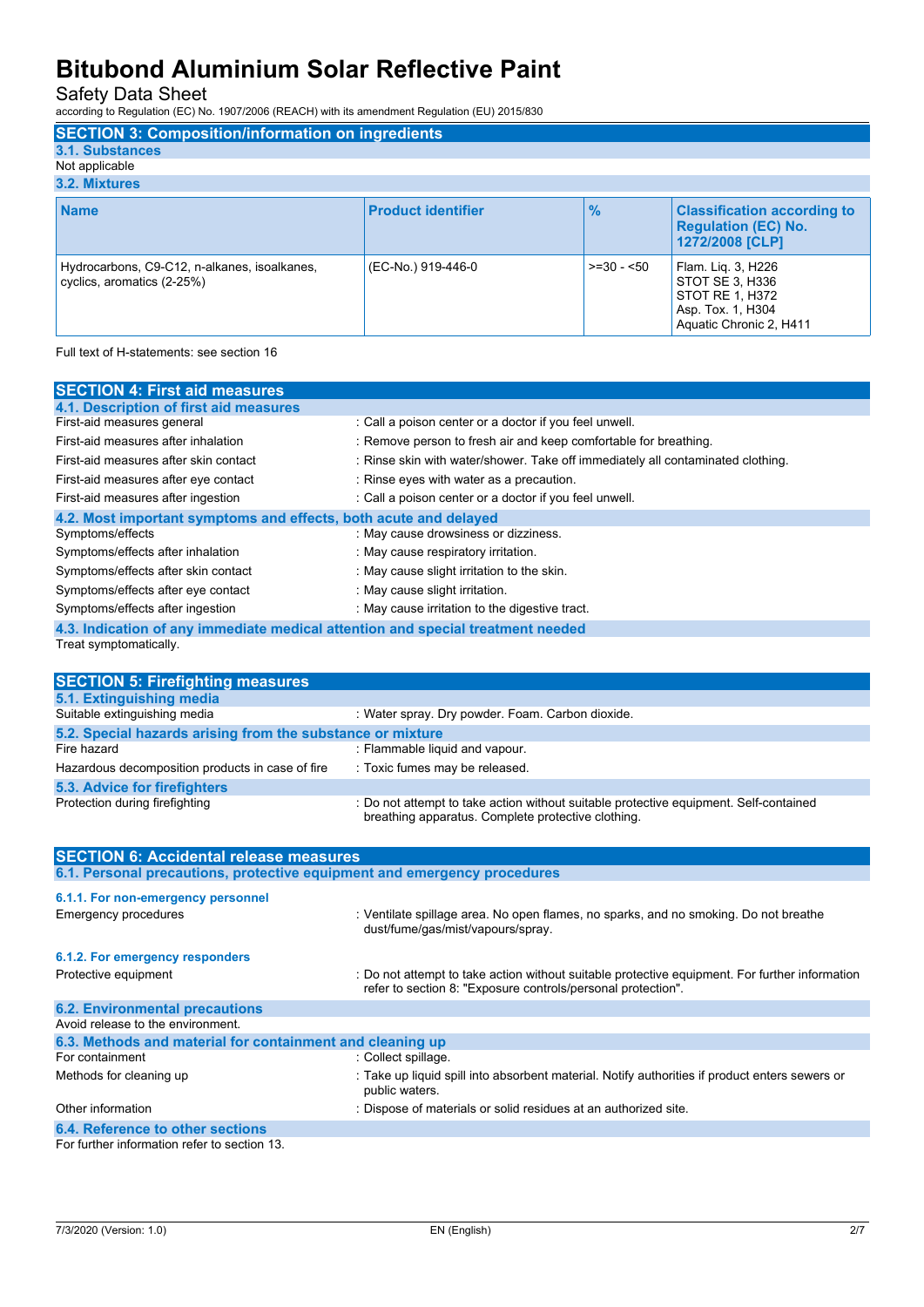## SECTION 3: Composition/information on ingredients

### 3.1. Substances

Not applicable

### 3.2. Mixtures

| Name | Product identifier | % | Classification according to Regulation (EC) No. 1272/2008 [CLP] |
|---|---|---|---|
| Hydrocarbons, C9-C12, n-alkanes, isoalkanes, cyclics, aromatics (2-25%) | (EC-No.) 919-446-0 | >=30 - <50 | Flam. Liq. 3, H226<br>STOT SE 3, H336<br>STOT RE 1, H372<br>Asp. Tox. 1, H304<br>Aquatic Chronic 2, H411 |

Full text of H-statements: see section 16

## SECTION 4: First aid measures

### 4.1. Description of first aid measures

First-aid measures general : Call a poison center or a doctor if you feel unwell.

First-aid measures after inhalation : Remove person to fresh air and keep comfortable for breathing.

First-aid measures after skin contact : Rinse skin with water/shower. Take off immediately all contaminated clothing.

First-aid measures after eye contact : Rinse eyes with water as a precaution.

First-aid measures after ingestion : Call a poison center or a doctor if you feel unwell.

### 4.2. Most important symptoms and effects, both acute and delayed

Symptoms/effects : May cause drowsiness or dizziness.

Symptoms/effects after inhalation : May cause respiratory irritation.

Symptoms/effects after skin contact : May cause slight irritation to the skin.

Symptoms/effects after eye contact : May cause slight irritation.

Symptoms/effects after ingestion : May cause irritation to the digestive tract.

### 4.3. Indication of any immediate medical attention and special treatment needed

Treat symptomatically.

## SECTION 5: Firefighting measures

### 5.1. Extinguishing media

Suitable extinguishing media : Water spray. Dry powder. Foam. Carbon dioxide.

### 5.2. Special hazards arising from the substance or mixture

Fire hazard : Flammable liquid and vapour.

Hazardous decomposition products in case of fire : Toxic fumes may be released.

### 5.3. Advice for firefighters

Protection during firefighting : Do not attempt to take action without suitable protective equipment. Self-contained breathing apparatus. Complete protective clothing.

## SECTION 6: Accidental release measures

### 6.1. Personal precautions, protective equipment and emergency procedures

#### 6.1.1. For non-emergency personnel

Emergency procedures : Ventilate spillage area. No open flames, no sparks, and no smoking. Do not breathe dust/fume/gas/mist/vapours/spray.

#### 6.1.2. For emergency responders

Protective equipment : Do not attempt to take action without suitable protective equipment. For further information refer to section 8: "Exposure controls/personal protection".

### 6.2. Environmental precautions

Avoid release to the environment.

### 6.3. Methods and material for containment and cleaning up

For containment : Collect spillage.

Methods for cleaning up : Take up liquid spill into absorbent material. Notify authorities if product enters sewers or public waters.

Other information : Dispose of materials or solid residues at an authorized site.

### 6.4. Reference to other sections

For further information refer to section 13.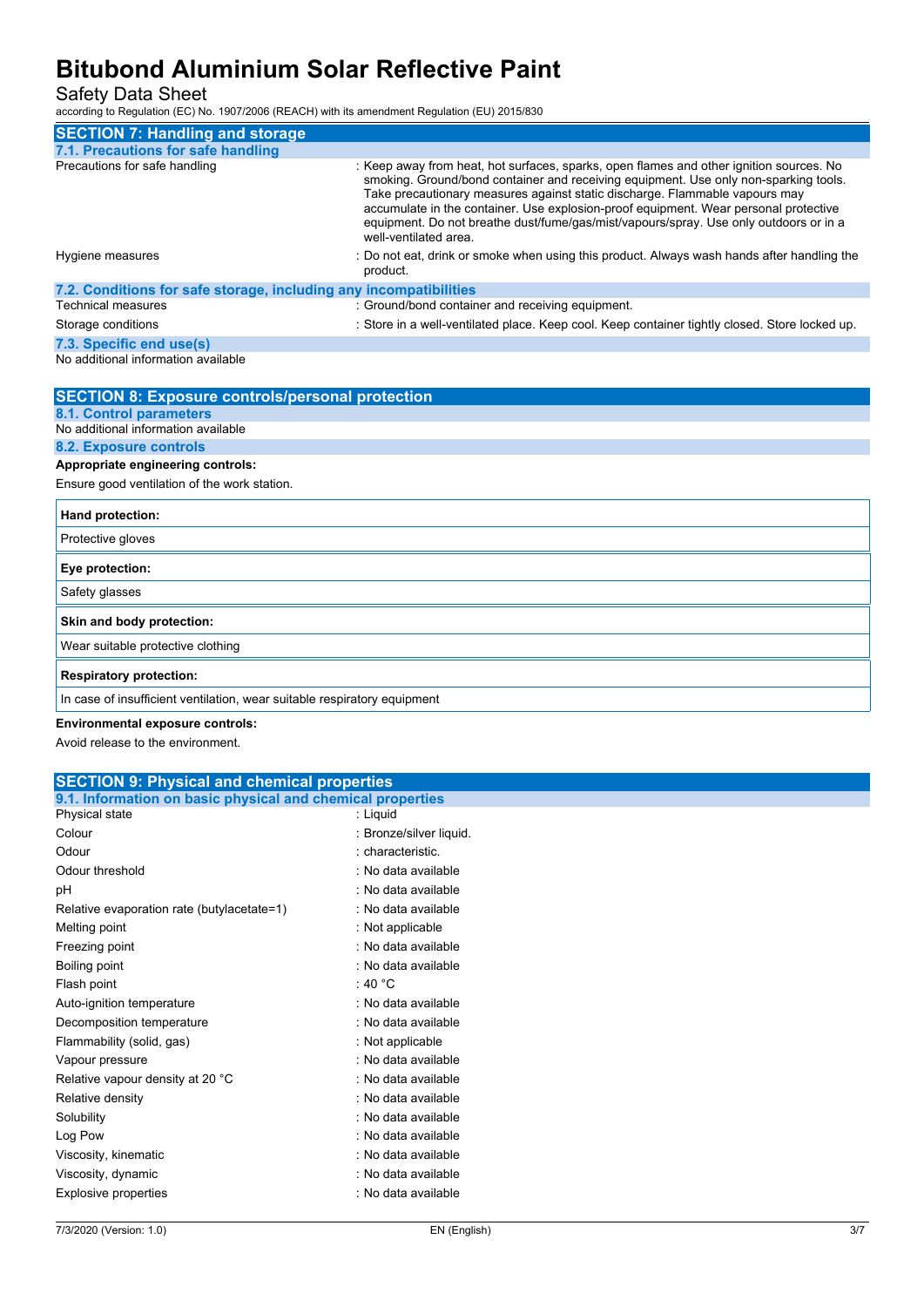## SECTION 7: Handling and storage

### 7.1. Precautions for safe handling

| | |
|---|---|
| Precautions for safe handling | : Keep away from heat, hot surfaces, sparks, open flames and other ignition sources. No smoking. Ground/bond container and receiving equipment. Use only non-sparking tools. Take precautionary measures against static discharge. Flammable vapours may accumulate in the container. Use explosion-proof equipment. Wear personal protective equipment. Do not breathe dust/fume/gas/mist/vapours/spray. Use only outdoors or in a well-ventilated area. |
| Hygiene measures | : Do not eat, drink or smoke when using this product. Always wash hands after handling the product. |

### 7.2. Conditions for safe storage, including any incompatibilities

| | |
|---|---|
| Technical measures | : Ground/bond container and receiving equipment. |
| Storage conditions | : Store in a well-ventilated place. Keep cool. Keep container tightly closed. Store locked up. |

### 7.3. Specific end use(s)

No additional information available

## SECTION 8: Exposure controls/personal protection

### 8.1. Control parameters

No additional information available

### 8.2. Exposure controls

**Appropriate engineering controls:**

Ensure good ventilation of the work station.

| **Hand protection:** |
|---|
| Protective gloves |

| **Eye protection:** |
|---|
| Safety glasses |

| **Skin and body protection:** |
|---|
| Wear suitable protective clothing |

| **Respiratory protection:** |
|---|
| In case of insufficient ventilation, wear suitable respiratory equipment |

**Environmental exposure controls:**

Avoid release to the environment.

## SECTION 9: Physical and chemical properties

### 9.1. Information on basic physical and chemical properties

| | |
|---|---|
| Physical state | : Liquid |
| Colour | : Bronze/silver liquid. |
| Odour | : characteristic. |
| Odour threshold | : No data available |
| pH | : No data available |
| Relative evaporation rate (butylacetate=1) | : No data available |
| Melting point | : Not applicable |
| Freezing point | : No data available |
| Boiling point | : No data available |
| Flash point | : 40 °C |
| Auto-ignition temperature | : No data available |
| Decomposition temperature | : No data available |
| Flammability (solid, gas) | : Not applicable |
| Vapour pressure | : No data available |
| Relative vapour density at 20 °C | : No data available |
| Relative density | : No data available |
| Solubility | : No data available |
| Log Pow | : No data available |
| Viscosity, kinematic | : No data available |
| Viscosity, dynamic | : No data available |
| Explosive properties | : No data available |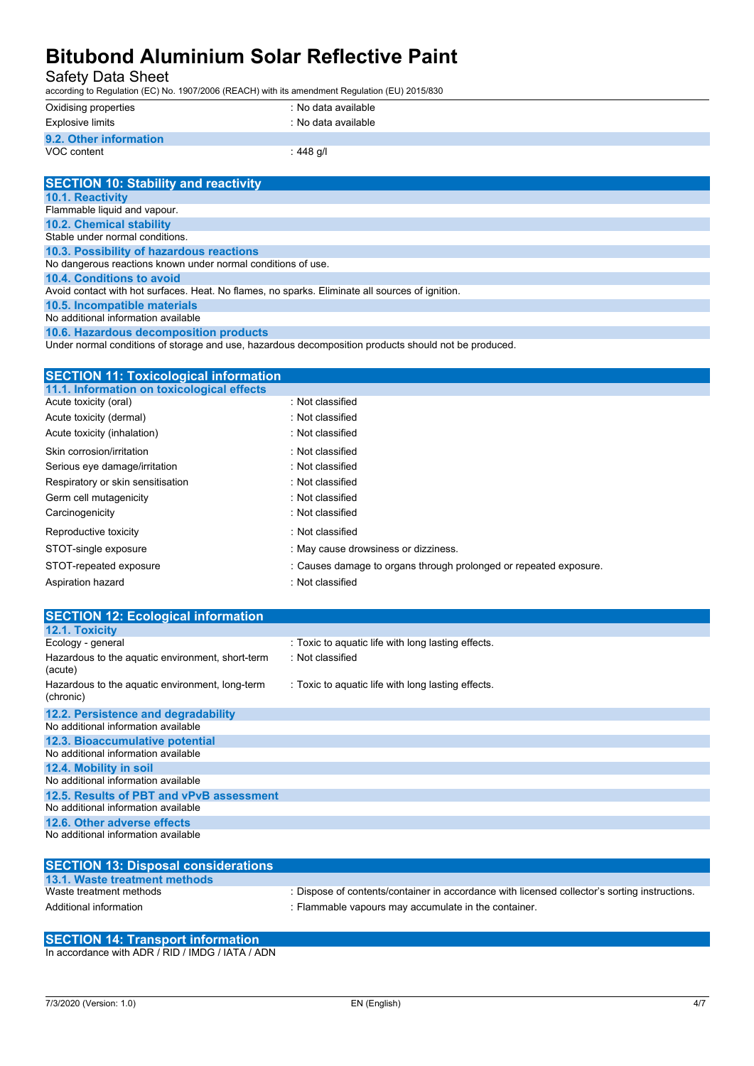| | |
|---|---|
| Oxidising properties | : No data available |
| Explosive limits | : No data available |

### 9.2. Other information

| | |
|---|---|
| VOC content | : 448 g/l |

## SECTION 10: Stability and reactivity

### 10.1. Reactivity

Flammable liquid and vapour.

### 10.2. Chemical stability

Stable under normal conditions.

### 10.3. Possibility of hazardous reactions

No dangerous reactions known under normal conditions of use.

### 10.4. Conditions to avoid

Avoid contact with hot surfaces. Heat. No flames, no sparks. Eliminate all sources of ignition.

### 10.5. Incompatible materials

No additional information available

### 10.6. Hazardous decomposition products

Under normal conditions of storage and use, hazardous decomposition products should not be produced.

## SECTION 11: Toxicological information

### 11.1. Information on toxicological effects

| | |
|---|---|
| Acute toxicity (oral) | : Not classified |
| Acute toxicity (dermal) | : Not classified |
| Acute toxicity (inhalation) | : Not classified |
| Skin corrosion/irritation | : Not classified |
| Serious eye damage/irritation | : Not classified |
| Respiratory or skin sensitisation | : Not classified |
| Germ cell mutagenicity | : Not classified |
| Carcinogenicity | : Not classified |
| Reproductive toxicity | : Not classified |
| STOT-single exposure | : May cause drowsiness or dizziness. |
| STOT-repeated exposure | : Causes damage to organs through prolonged or repeated exposure. |
| Aspiration hazard | : Not classified |

## SECTION 12: Ecological information

### 12.1. Toxicity

| | |
|---|---|
| Ecology - general | : Toxic to aquatic life with long lasting effects. |
| Hazardous to the aquatic environment, short-term (acute) | : Not classified |
| Hazardous to the aquatic environment, long-term (chronic) | : Toxic to aquatic life with long lasting effects. |

### 12.2. Persistence and degradability

No additional information available

### 12.3. Bioaccumulative potential

No additional information available

### 12.4. Mobility in soil

No additional information available

### 12.5. Results of PBT and vPvB assessment

No additional information available

### 12.6. Other adverse effects

No additional information available

## SECTION 13: Disposal considerations

### 13.1. Waste treatment methods

| | |
|---|---|
| Waste treatment methods | : Dispose of contents/container in accordance with licensed collector's sorting instructions. |
| Additional information | : Flammable vapours may accumulate in the container. |

## SECTION 14: Transport information

In accordance with ADR / RID / IMDG / IATA / ADN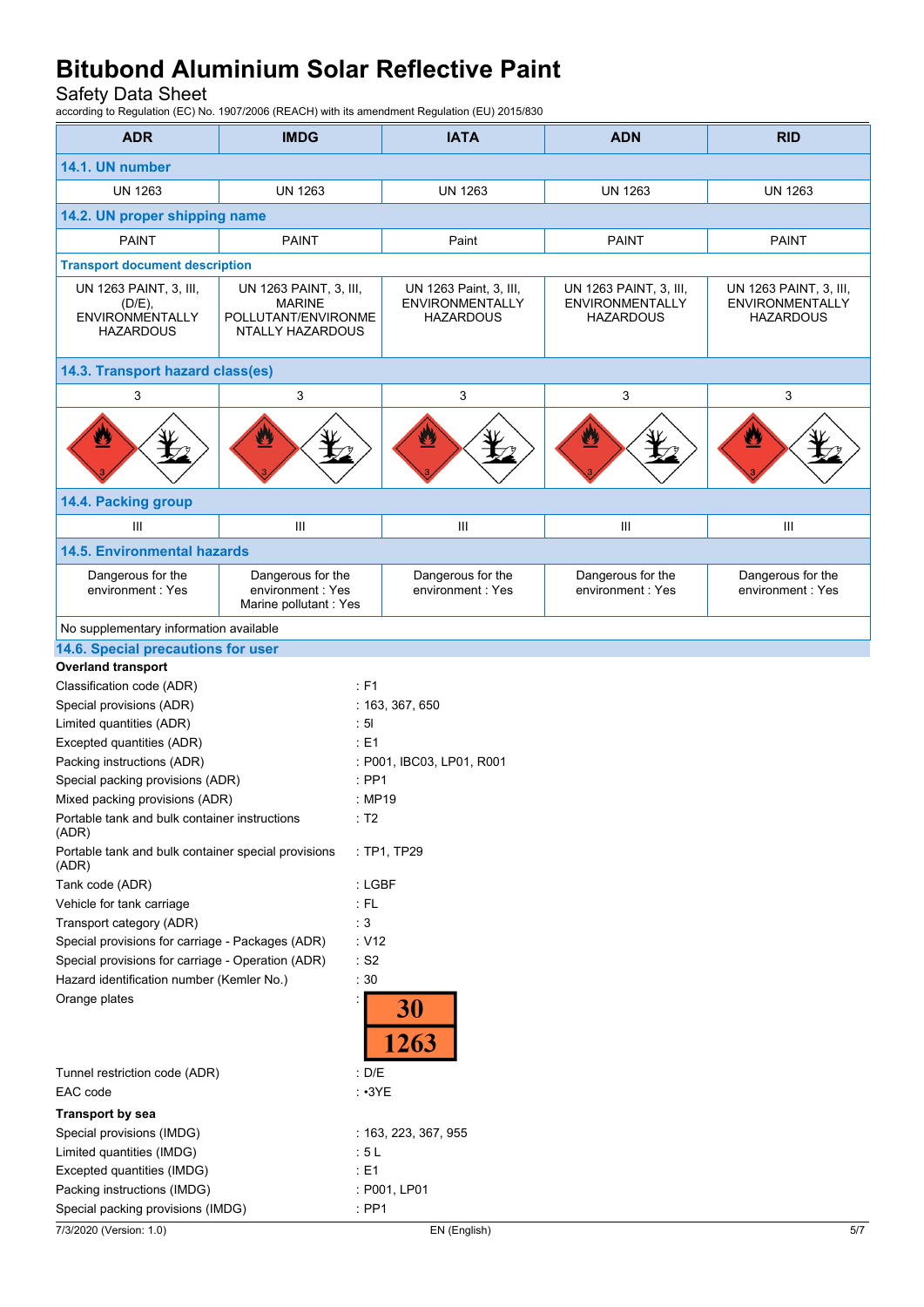| ADR | IMDG | IATA | ADN | RID |
|---|---|---|---|---|
| **14.1. UN number** | | | | |
| UN 1263 | UN 1263 | UN 1263 | UN 1263 | UN 1263 |
| **14.2. UN proper shipping name** | | | | |
| PAINT | PAINT | Paint | PAINT | PAINT |
| **Transport document description** | | | | |
| UN 1263 PAINT, 3, III, (D/E), ENVIRONMENTALLY HAZARDOUS | UN 1263 PAINT, 3, III, MARINE POLLUTANT/ENVIRONMENTALLY HAZARDOUS | UN 1263 Paint, 3, III, ENVIRONMENTALLY HAZARDOUS | UN 1263 PAINT, 3, III, ENVIRONMENTALLY HAZARDOUS | UN 1263 PAINT, 3, III, ENVIRONMENTALLY HAZARDOUS |
| **14.3. Transport hazard class(es)** | | | | |
| 3 | 3 | 3 | 3 | 3 |
| **14.4. Packing group** | | | | |
| III | III | III | III | III |
| **14.5. Environmental hazards** | | | | |
| Dangerous for the environment : Yes | Dangerous for the environment : Yes<br>Marine pollutant : Yes | Dangerous for the environment : Yes | Dangerous for the environment : Yes | Dangerous for the environment : Yes |
| No supplementary information available | | | | |

### 14.6. Special precautions for user

**Overland transport**

Classification code (ADR) : F1
Special provisions (ADR) : 163, 367, 650
Limited quantities (ADR) : 5l
Excepted quantities (ADR) : E1
Packing instructions (ADR) : P001, IBC03, LP01, R001
Special packing provisions (ADR) : PP1
Mixed packing provisions (ADR) : MP19
Portable tank and bulk container instructions (ADR) : T2
Portable tank and bulk container special provisions (ADR) : TP1, TP29
Tank code (ADR) : LGBF
Vehicle for tank carriage : FL
Transport category (ADR) : 3
Special provisions for carriage - Packages (ADR) : V12
Special provisions for carriage - Operation (ADR) : S2
Hazard identification number (Kemler No.) : 30
Orange plates : 30 / 1263
Tunnel restriction code (ADR) : D/E
EAC code : •3YE

**Transport by sea**

Special provisions (IMDG) : 163, 223, 367, 955
Limited quantities (IMDG) : 5 L
Excepted quantities (IMDG) : E1
Packing instructions (IMDG) : P001, LP01
Special packing provisions (IMDG) : PP1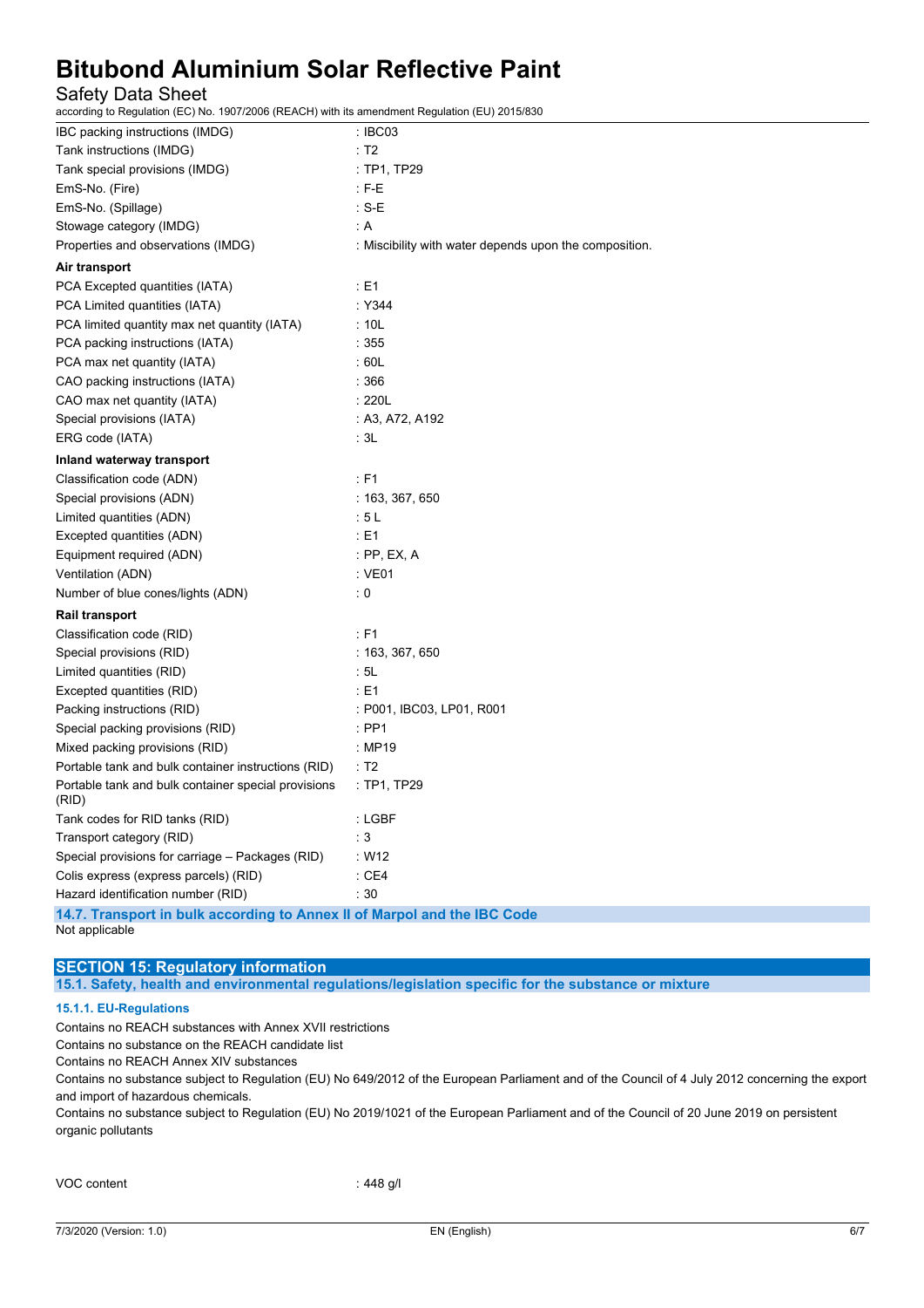| | |
|---|---|
| IBC packing instructions (IMDG) | : IBC03 |
| Tank instructions (IMDG) | : T2 |
| Tank special provisions (IMDG) | : TP1, TP29 |
| EmS-No. (Fire) | : F-E |
| EmS-No. (Spillage) | : S-E |
| Stowage category (IMDG) | : A |
| Properties and observations (IMDG) | : Miscibility with water depends upon the composition. |

**Air transport**

| | |
|---|---|
| PCA Excepted quantities (IATA) | : E1 |
| PCA Limited quantities (IATA) | : Y344 |
| PCA limited quantity max net quantity (IATA) | : 10L |
| PCA packing instructions (IATA) | : 355 |
| PCA max net quantity (IATA) | : 60L |
| CAO packing instructions (IATA) | : 366 |
| CAO max net quantity (IATA) | : 220L |
| Special provisions (IATA) | : A3, A72, A192 |
| ERG code (IATA) | : 3L |

**Inland waterway transport**

| | |
|---|---|
| Classification code (ADN) | : F1 |
| Special provisions (ADN) | : 163, 367, 650 |
| Limited quantities (ADN) | : 5 L |
| Excepted quantities (ADN) | : E1 |
| Equipment required (ADN) | : PP, EX, A |
| Ventilation (ADN) | : VE01 |
| Number of blue cones/lights (ADN) | : 0 |

**Rail transport**

| | |
|---|---|
| Classification code (RID) | : F1 |
| Special provisions (RID) | : 163, 367, 650 |
| Limited quantities (RID) | : 5L |
| Excepted quantities (RID) | : E1 |
| Packing instructions (RID) | : P001, IBC03, LP01, R001 |
| Special packing provisions (RID) | : PP1 |
| Mixed packing provisions (RID) | : MP19 |
| Portable tank and bulk container instructions (RID) | : T2 |
| Portable tank and bulk container special provisions (RID) | : TP1, TP29 |
| Tank codes for RID tanks (RID) | : LGBF |
| Transport category (RID) | : 3 |
| Special provisions for carriage – Packages (RID) | : W12 |
| Colis express (express parcels) (RID) | : CE4 |
| Hazard identification number (RID) | : 30 |

### 14.7. Transport in bulk according to Annex II of Marpol and the IBC Code

Not applicable

## SECTION 15: Regulatory information

### 15.1. Safety, health and environmental regulations/legislation specific for the substance or mixture

#### 15.1.1. EU-Regulations

Contains no REACH substances with Annex XVII restrictions

Contains no substance on the REACH candidate list

Contains no REACH Annex XIV substances

Contains no substance subject to Regulation (EU) No 649/2012 of the European Parliament and of the Council of 4 July 2012 concerning the export and import of hazardous chemicals.

Contains no substance subject to Regulation (EU) No 2019/1021 of the European Parliament and of the Council of 20 June 2019 on persistent organic pollutants

| | |
|---|---|
| VOC content | : 448 g/l |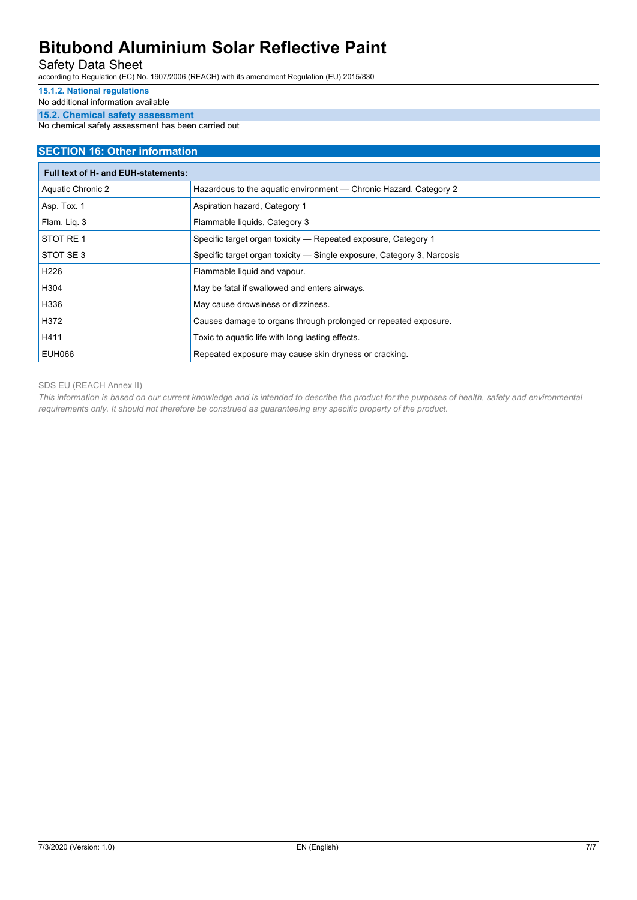#### 15.1.2. National regulations

No additional information available

### 15.2. Chemical safety assessment

No chemical safety assessment has been carried out

## SECTION 16: Other information

| Full text of H- and EUH-statements: | |
|---|---|
| Aquatic Chronic 2 | Hazardous to the aquatic environment — Chronic Hazard, Category 2 |
| Asp. Tox. 1 | Aspiration hazard, Category 1 |
| Flam. Liq. 3 | Flammable liquids, Category 3 |
| STOT RE 1 | Specific target organ toxicity — Repeated exposure, Category 1 |
| STOT SE 3 | Specific target organ toxicity — Single exposure, Category 3, Narcosis |
| H226 | Flammable liquid and vapour. |
| H304 | May be fatal if swallowed and enters airways. |
| H336 | May cause drowsiness or dizziness. |
| H372 | Causes damage to organs through prolonged or repeated exposure. |
| H411 | Toxic to aquatic life with long lasting effects. |
| EUH066 | Repeated exposure may cause skin dryness or cracking. |

SDS EU (REACH Annex II)

*This information is based on our current knowledge and is intended to describe the product for the purposes of health, safety and environmental requirements only. It should not therefore be construed as guaranteeing any specific property of the product.*